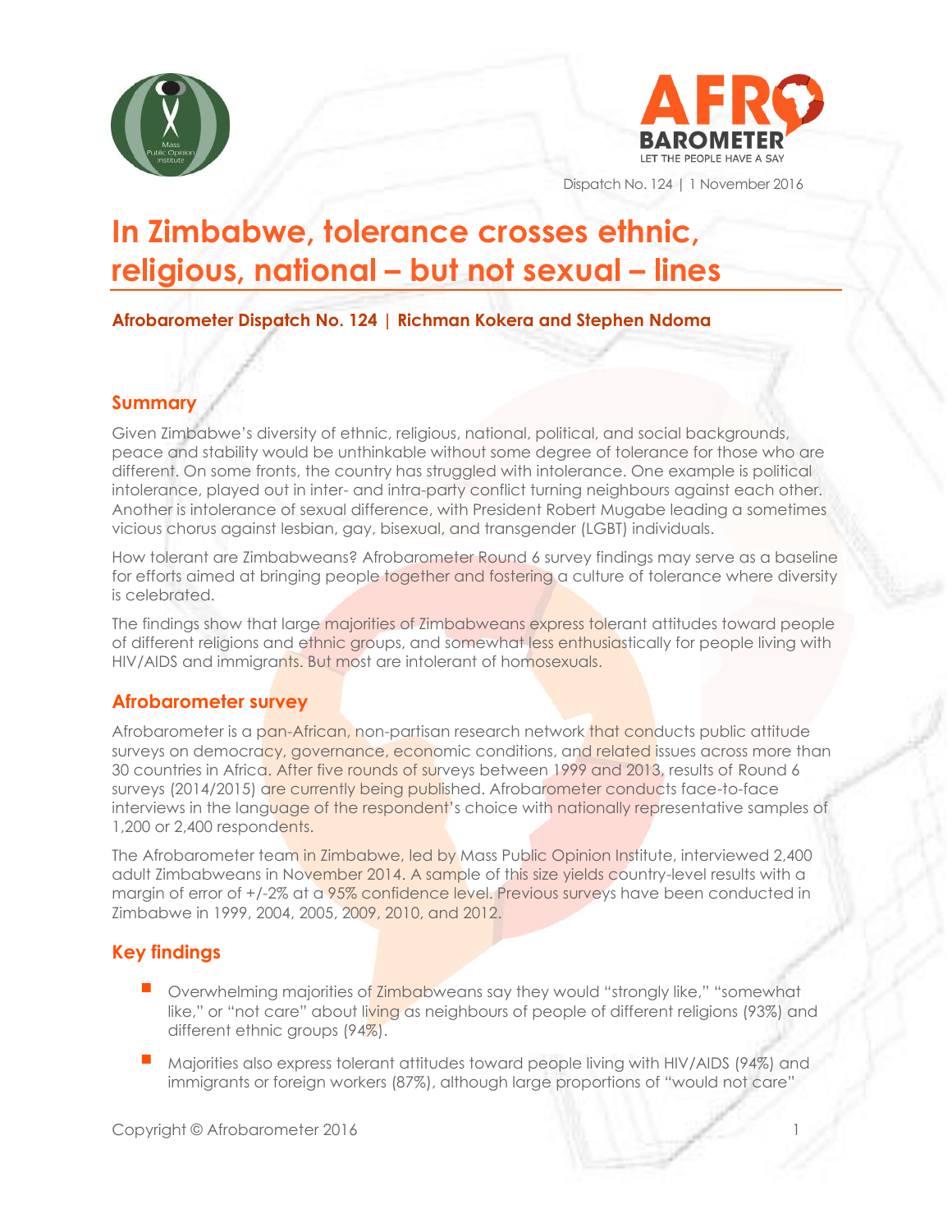Dispatch No. 124 | 1 November 2016

# In Zimbabwe, tolerance crosses ethnic, religious, national – but not sexual – lines

**Afrobarometer Dispatch No. 124 | Richman Kokera and Stephen Ndoma**

## Summary

Given Zimbabwe's diversity of ethnic, religious, national, political, and social backgrounds, peace and stability would be unthinkable without some degree of tolerance for those who are different. On some fronts, the country has struggled with intolerance. One example is political intolerance, played out in inter- and intra-party conflict turning neighbours against each other. Another is intolerance of sexual difference, with President Robert Mugabe leading a sometimes vicious chorus against lesbian, gay, bisexual, and transgender (LGBT) individuals.

How tolerant are Zimbabweans? Afrobarometer Round 6 survey findings may serve as a baseline for efforts aimed at bringing people together and fostering a culture of tolerance where diversity is celebrated.

The findings show that large majorities of Zimbabweans express tolerant attitudes toward people of different religions and ethnic groups, and somewhat less enthusiastically for people living with HIV/AIDS and immigrants. But most are intolerant of homosexuals.

## Afrobarometer survey

Afrobarometer is a pan-African, non-partisan research network that conducts public attitude surveys on democracy, governance, economic conditions, and related issues across more than 30 countries in Africa. After five rounds of surveys between 1999 and 2013, results of Round 6 surveys (2014/2015) are currently being published. Afrobarometer conducts face-to-face interviews in the language of the respondent's choice with nationally representative samples of 1,200 or 2,400 respondents.

The Afrobarometer team in Zimbabwe, led by Mass Public Opinion Institute, interviewed 2,400 adult Zimbabweans in November 2014. A sample of this size yields country-level results with a margin of error of +/-2% at a 95% confidence level. Previous surveys have been conducted in Zimbabwe in 1999, 2004, 2005, 2009, 2010, and 2012.

## Key findings

- Overwhelming majorities of Zimbabweans say they would "strongly like," "somewhat like," or "not care" about living as neighbours of people of different religions (93%) and different ethnic groups (94%).
- Majorities also express tolerant attitudes toward people living with HIV/AIDS (94%) and immigrants or foreign workers (87%), although large proportions of "would not care"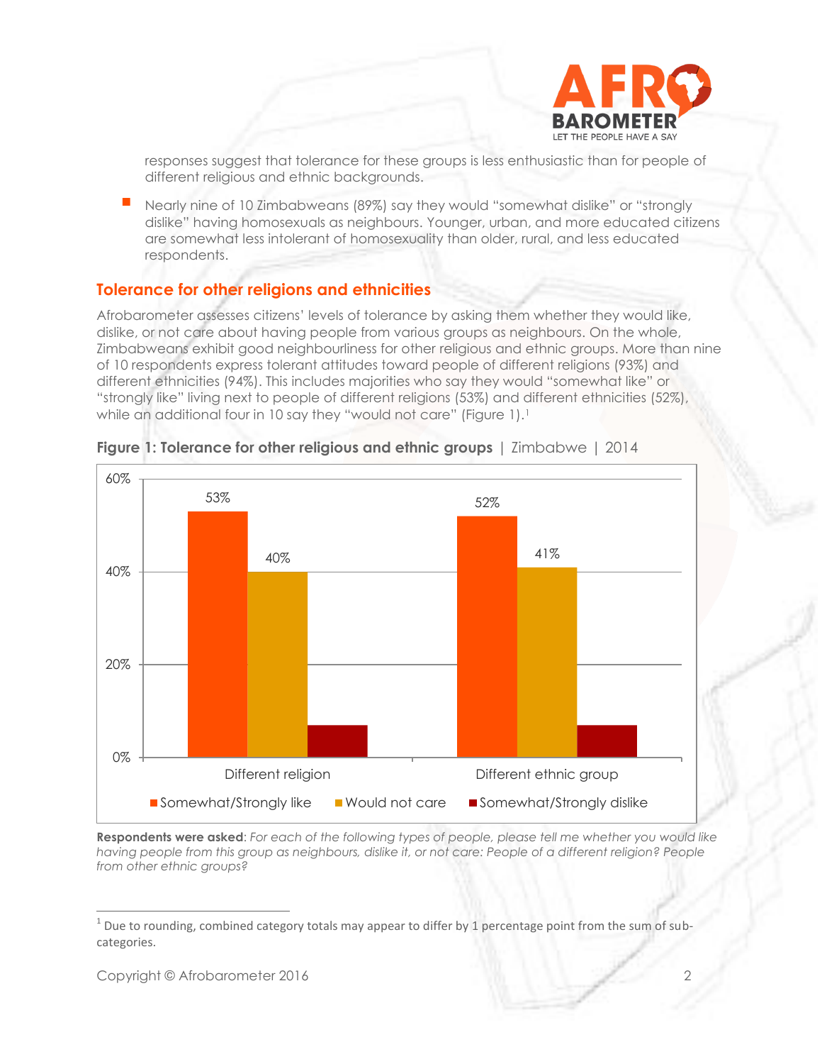responses suggest that tolerance for these groups is less enthusiastic than for people of different religious and ethnic backgrounds.

- Nearly nine of 10 Zimbabweans (89%) say they would "somewhat dislike" or "strongly dislike" having homosexuals as neighbours. Younger, urban, and more educated citizens are somewhat less intolerant of homosexuality than older, rural, and less educated respondents.

## Tolerance for other religions and ethnicities

Afrobarometer assesses citizens' levels of tolerance by asking them whether they would like, dislike, or not care about having people from various groups as neighbours. On the whole, Zimbabweans exhibit good neighbourliness for other religious and ethnic groups. More than nine of 10 respondents express tolerant attitudes toward people of different religions (93%) and different ethnicities (94%). This includes majorities who say they would "somewhat like" or "strongly like" living next to people of different religions (53%) and different ethnicities (52%), while an additional four in 10 say they "would not care" (Figure 1).[1]

**Figure 1: Tolerance for other religious and ethnic groups** | Zimbabwe | 2014

| | Somewhat/Strongly like | Would not care | Somewhat/Strongly dislike |
|---|---|---|---|
| Different religion | 53% | 40% | |
| Different ethnic group | 52% | 41% | |

**Respondents were asked**: *For each of the following types of people, please tell me whether you would like having people from this group as neighbours, dislike it, or not care: People of a different religion? People from other ethnic groups?*

[1] Due to rounding, combined category totals may appear to differ by 1 percentage point from the sum of sub-categories.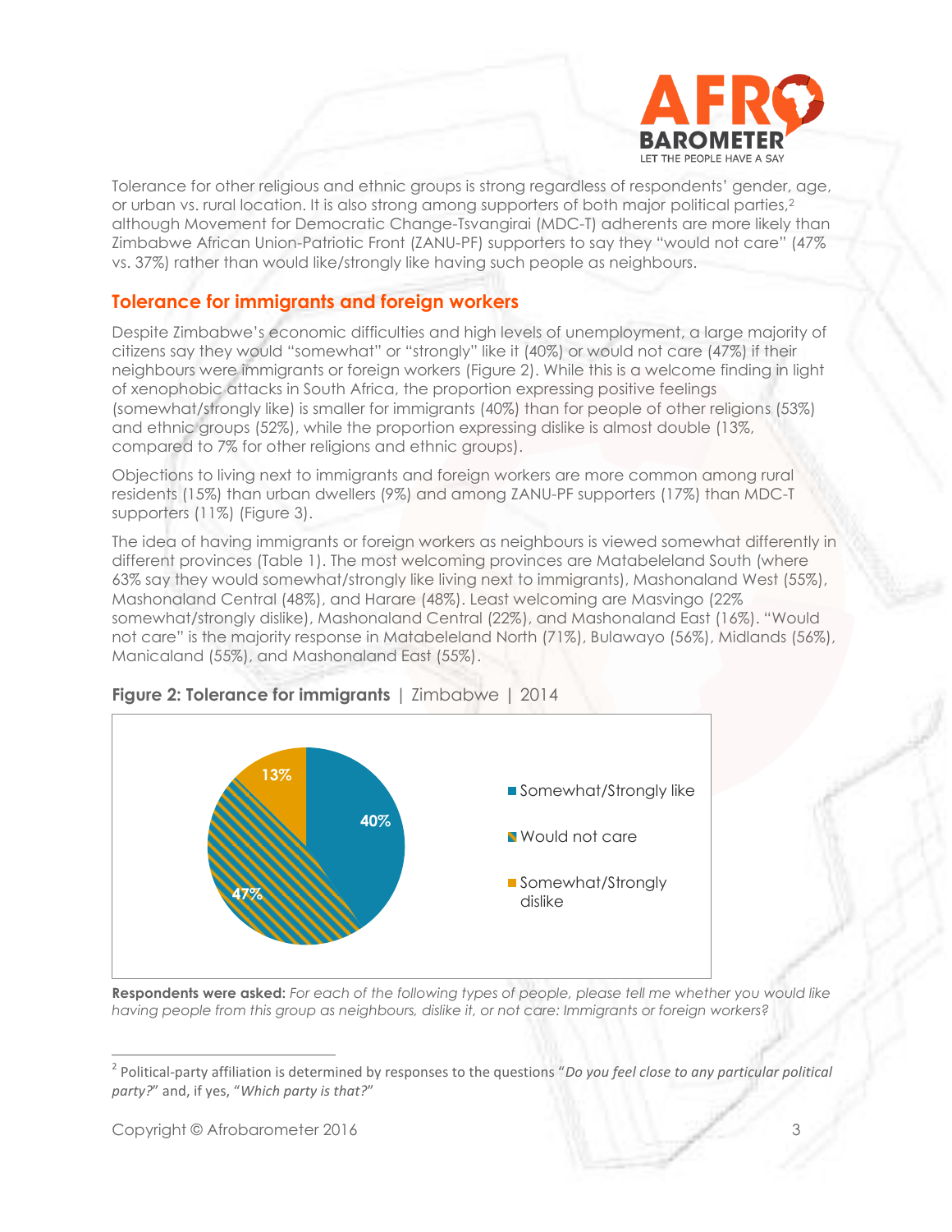Tolerance for other religious and ethnic groups is strong regardless of respondents' gender, age, or urban vs. rural location. It is also strong among supporters of both major political parties,[2] although Movement for Democratic Change-Tsvangirai (MDC-T) adherents are more likely than Zimbabwe African Union-Patriotic Front (ZANU-PF) supporters to say they "would not care" (47% vs. 37%) rather than would like/strongly like having such people as neighbours.

## Tolerance for immigrants and foreign workers

Despite Zimbabwe's economic difficulties and high levels of unemployment, a large majority of citizens say they would "somewhat" or "strongly" like it (40%) or would not care (47%) if their neighbours were immigrants or foreign workers (Figure 2). While this is a welcome finding in light of xenophobic attacks in South Africa, the proportion expressing positive feelings (somewhat/strongly like) is smaller for immigrants (40%) than for people of other religions (53%) and ethnic groups (52%), while the proportion expressing dislike is almost double (13%, compared to 7% for other religions and ethnic groups).

Objections to living next to immigrants and foreign workers are more common among rural residents (15%) than urban dwellers (9%) and among ZANU-PF supporters (17%) than MDC-T supporters (11%) (Figure 3).

The idea of having immigrants or foreign workers as neighbours is viewed somewhat differently in different provinces (Table 1). The most welcoming provinces are Matabeleland South (where 63% say they would somewhat/strongly like living next to immigrants), Mashonaland West (55%), Mashonaland Central (48%), and Harare (48%). Least welcoming are Masvingo (22% somewhat/strongly dislike), Mashonaland Central (22%), and Mashonaland East (16%). "Would not care" is the majority response in Matabeleland North (71%), Bulawayo (56%), Midlands (56%), Manicaland (55%), and Mashonaland East (55%).

**Figure 2: Tolerance for immigrants** | Zimbabwe | 2014

| Response | % |
|---|---|
| Somewhat/Strongly like | 40% |
| Would not care | 47% |
| Somewhat/Strongly dislike | 13% |

**Respondents were asked:** *For each of the following types of people, please tell me whether you would like having people from this group as neighbours, dislike it, or not care: Immigrants or foreign workers?*

---

[2] Political-party affiliation is determined by responses to the questions "*Do you feel close to any particular political party?*" and, if yes, "*Which party is that?*"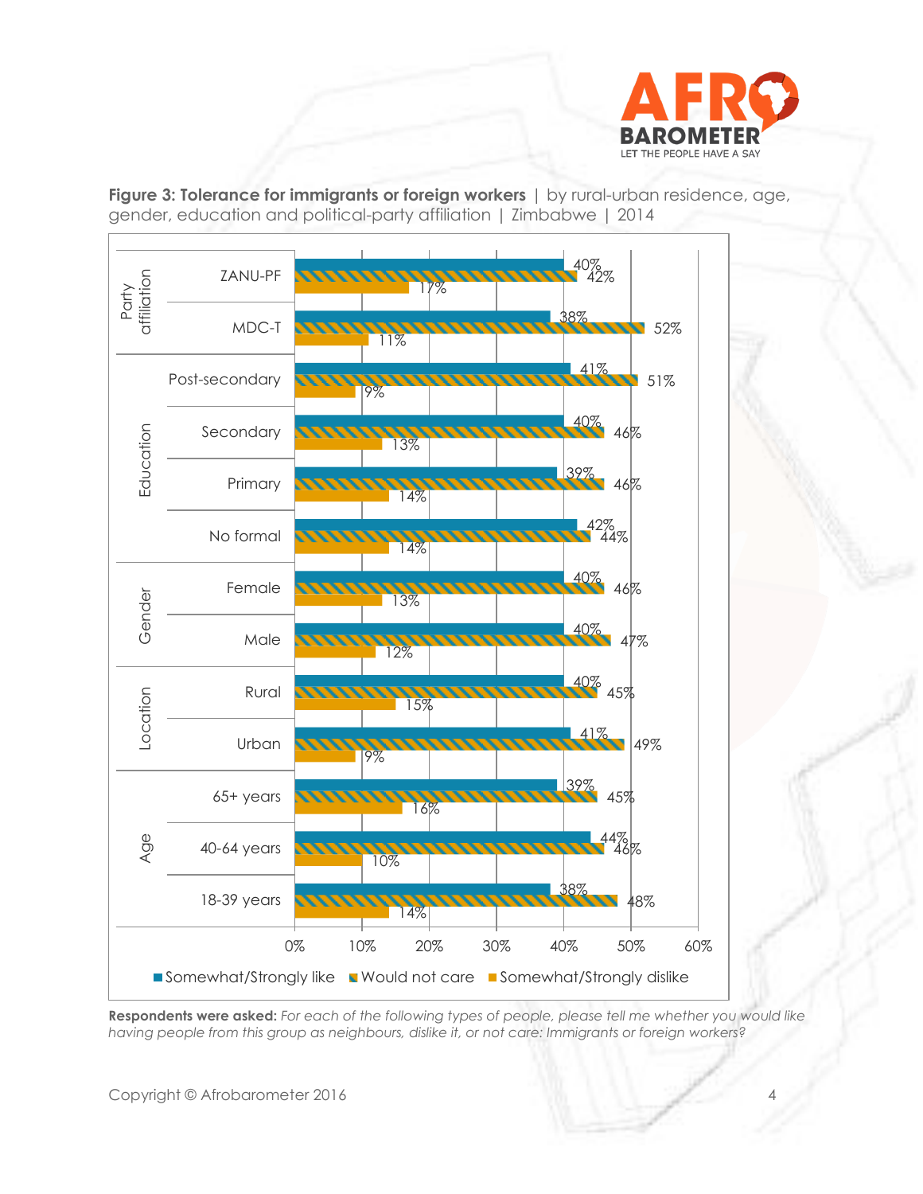**Figure 3: Tolerance for immigrants or foreign workers** | by rural-urban residence, age, gender, education and political-party affiliation | Zimbabwe | 2014

| Group | Category | Somewhat/Strongly like | Would not care | Somewhat/Strongly dislike |
|---|---|---|---|---|
| Party affiliation | ZANU-PF | 40% | 42% | 17% |
| | MDC-T | 38% | 52% | 11% |
| Education | Post-secondary | 41% | 51% | 9% |
| | Secondary | 40% | 46% | 13% |
| | Primary | 39% | 46% | 14% |
| | No formal | 42% | 44% | 14% |
| Gender | Female | 40% | 46% | 13% |
| | Male | 40% | 47% | 12% |
| Location | Rural | 40% | 45% | 15% |
| | Urban | 41% | 49% | 9% |
| Age | 65+ years | 39% | 45% | 16% |
| | 40-64 years | 44% | 46% | 10% |
| | 18-39 years | 38% | 48% | 14% |

**Respondents were asked:** *For each of the following types of people, please tell me whether you would like having people from this group as neighbours, dislike it, or not care: Immigrants or foreign workers?*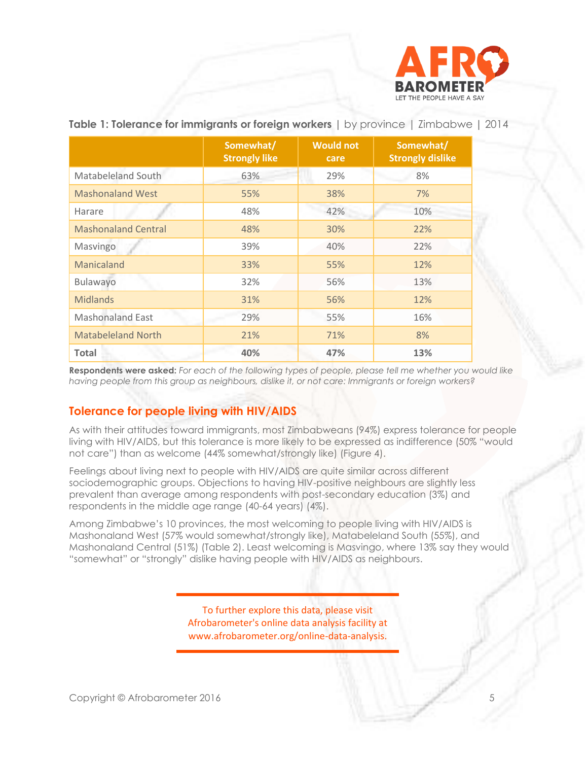**Table 1: Tolerance for immigrants or foreign workers** | by province | Zimbabwe | 2014

| | Somewhat/ Strongly like | Would not care | Somewhat/ Strongly dislike |
|---|---|---|---|
| Matabeleland South | 63% | 29% | 8% |
| Mashonaland West | 55% | 38% | 7% |
| Harare | 48% | 42% | 10% |
| Mashonaland Central | 48% | 30% | 22% |
| Masvingo | 39% | 40% | 22% |
| Manicaland | 33% | 55% | 12% |
| Bulawayo | 32% | 56% | 13% |
| Midlands | 31% | 56% | 12% |
| Mashonaland East | 29% | 55% | 16% |
| Matabeleland North | 21% | 71% | 8% |
| **Total** | **40%** | **47%** | **13%** |

**Respondents were asked:** *For each of the following types of people, please tell me whether you would like having people from this group as neighbours, dislike it, or not care: Immigrants or foreign workers?*

## Tolerance for people living with HIV/AIDS

As with their attitudes toward immigrants, most Zimbabweans (94%) express tolerance for people living with HIV/AIDS, but this tolerance is more likely to be expressed as indifference (50% "would not care") than as welcome (44% somewhat/strongly like) (Figure 4).

Feelings about living next to people with HIV/AIDS are quite similar across different sociodemographic groups. Objections to having HIV-positive neighbours are slightly less prevalent than average among respondents with post-secondary education (3%) and respondents in the middle age range (40-64 years) (4%).

Among Zimbabwe's 10 provinces, the most welcoming to people living with HIV/AIDS is Mashonaland West (57% would somewhat/strongly like), Matabeleland South (55%), and Mashonaland Central (51%) (Table 2). Least welcoming is Masvingo, where 13% say they would "somewhat" or "strongly" dislike having people with HIV/AIDS as neighbours.

To further explore this data, please visit Afrobarometer's online data analysis facility at www.afrobarometer.org/online-data-analysis.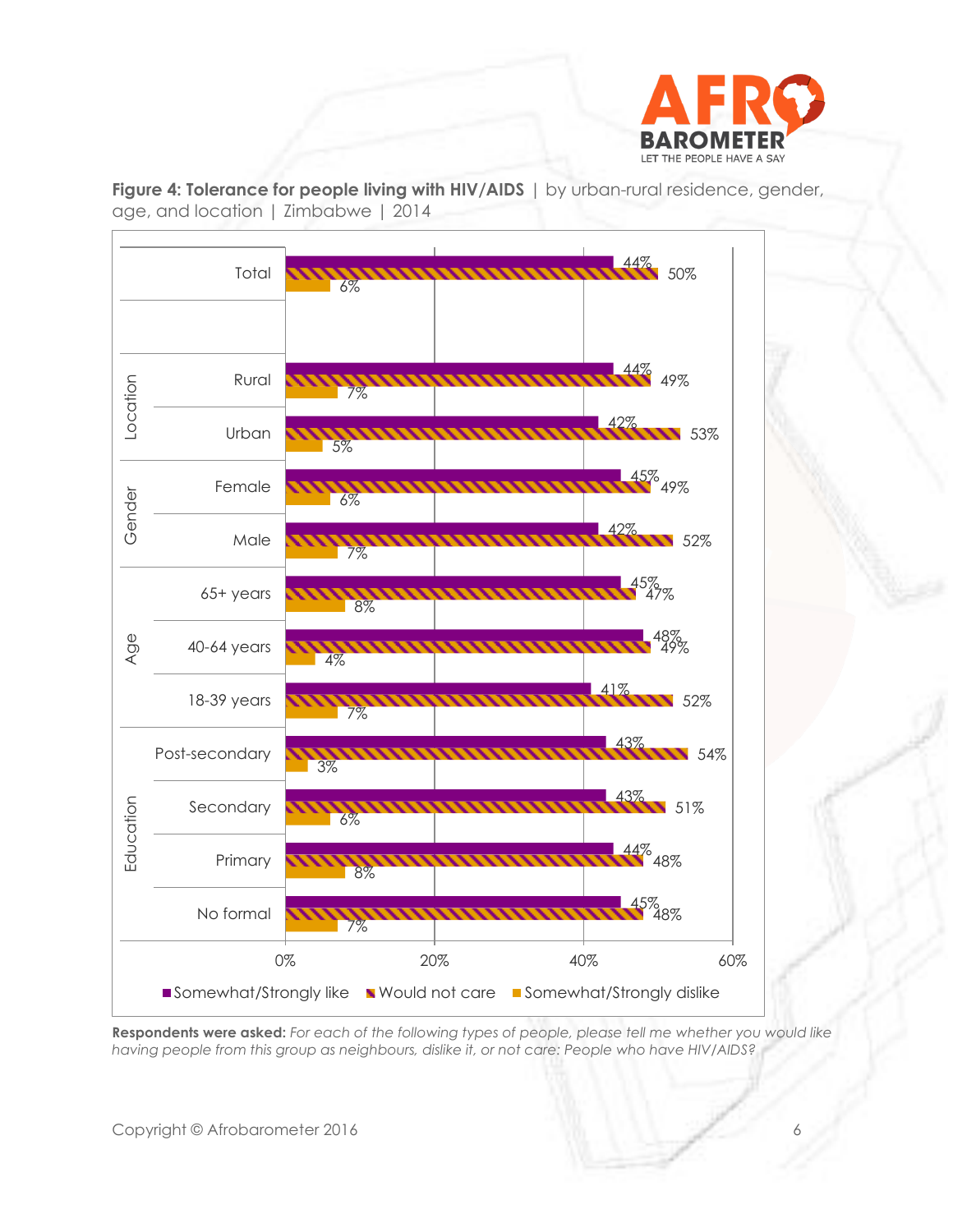**Figure 4: Tolerance for people living with HIV/AIDS** | by urban-rural residence, gender, age, and location | Zimbabwe | 2014

| | | Somewhat/Strongly like | Would not care | Somewhat/Strongly dislike |
|---|---|---|---|---|
| Total | | 44% | 50% | 6% |
| Location | Rural | 44% | 49% | 7% |
| | Urban | 42% | 53% | 5% |
| Gender | Female | 45% | 49% | 6% |
| | Male | 42% | 52% | 7% |
| Age | 65+ years | 45% | 47% | 8% |
| | 40-64 years | 48% | 49% | 4% |
| | 18-39 years | 41% | 52% | 7% |
| Education | Post-secondary | 43% | 54% | 3% |
| | Secondary | 43% | 51% | 6% |
| | Primary | 44% | 48% | 8% |
| | No formal | 45% | 48% | 7% |

**Respondents were asked:** *For each of the following types of people, please tell me whether you would like having people from this group as neighbours, dislike it, or not care: People who have HIV/AIDS?*

Copyright © Afrobarometer 2016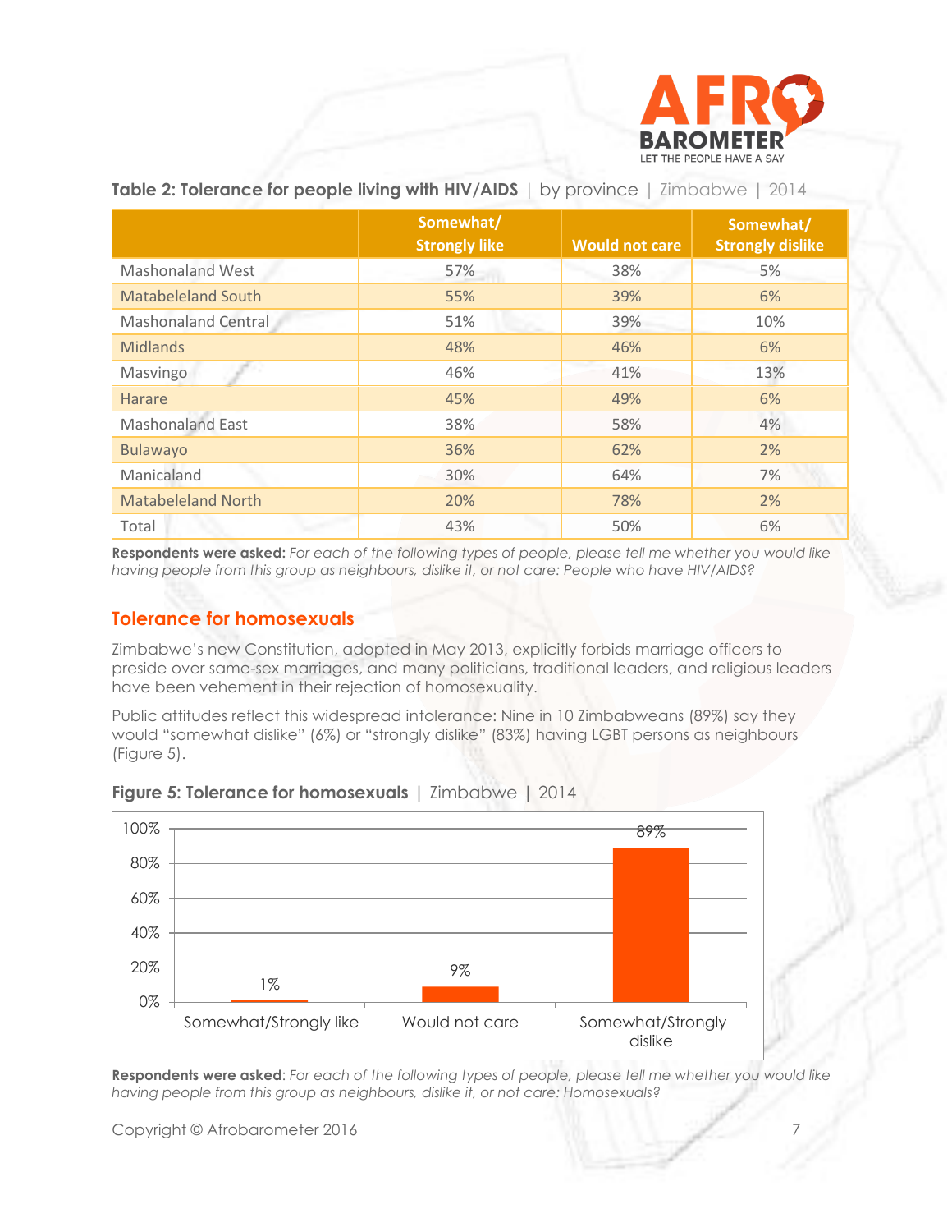**Table 2: Tolerance for people living with HIV/AIDS** | by province | Zimbabwe | 2014

| | Somewhat/ Strongly like | Would not care | Somewhat/ Strongly dislike |
|---|---|---|---|
| Mashonaland West | 57% | 38% | 5% |
| Matabeleland South | 55% | 39% | 6% |
| Mashonaland Central | 51% | 39% | 10% |
| Midlands | 48% | 46% | 6% |
| Masvingo | 46% | 41% | 13% |
| Harare | 45% | 49% | 6% |
| Mashonaland East | 38% | 58% | 4% |
| Bulawayo | 36% | 62% | 2% |
| Manicaland | 30% | 64% | 7% |
| Matabeleland North | 20% | 78% | 2% |
| Total | 43% | 50% | 6% |

**Respondents were asked:** *For each of the following types of people, please tell me whether you would like having people from this group as neighbours, dislike it, or not care: People who have HIV/AIDS?*

## Tolerance for homosexuals

Zimbabwe's new Constitution, adopted in May 2013, explicitly forbids marriage officers to preside over same-sex marriages, and many politicians, traditional leaders, and religious leaders have been vehement in their rejection of homosexuality.

Public attitudes reflect this widespread intolerance: Nine in 10 Zimbabweans (89%) say they would "somewhat dislike" (6%) or "strongly dislike" (83%) having LGBT persons as neighbours (Figure 5).

**Figure 5: Tolerance for homosexuals** | Zimbabwe | 2014

| Response | % |
|---|---|
| Somewhat/Strongly like | 1% |
| Would not care | 9% |
| Somewhat/Strongly dislike | 89% |

**Respondents were asked**: *For each of the following types of people, please tell me whether you would like having people from this group as neighbours, dislike it, or not care: Homosexuals?*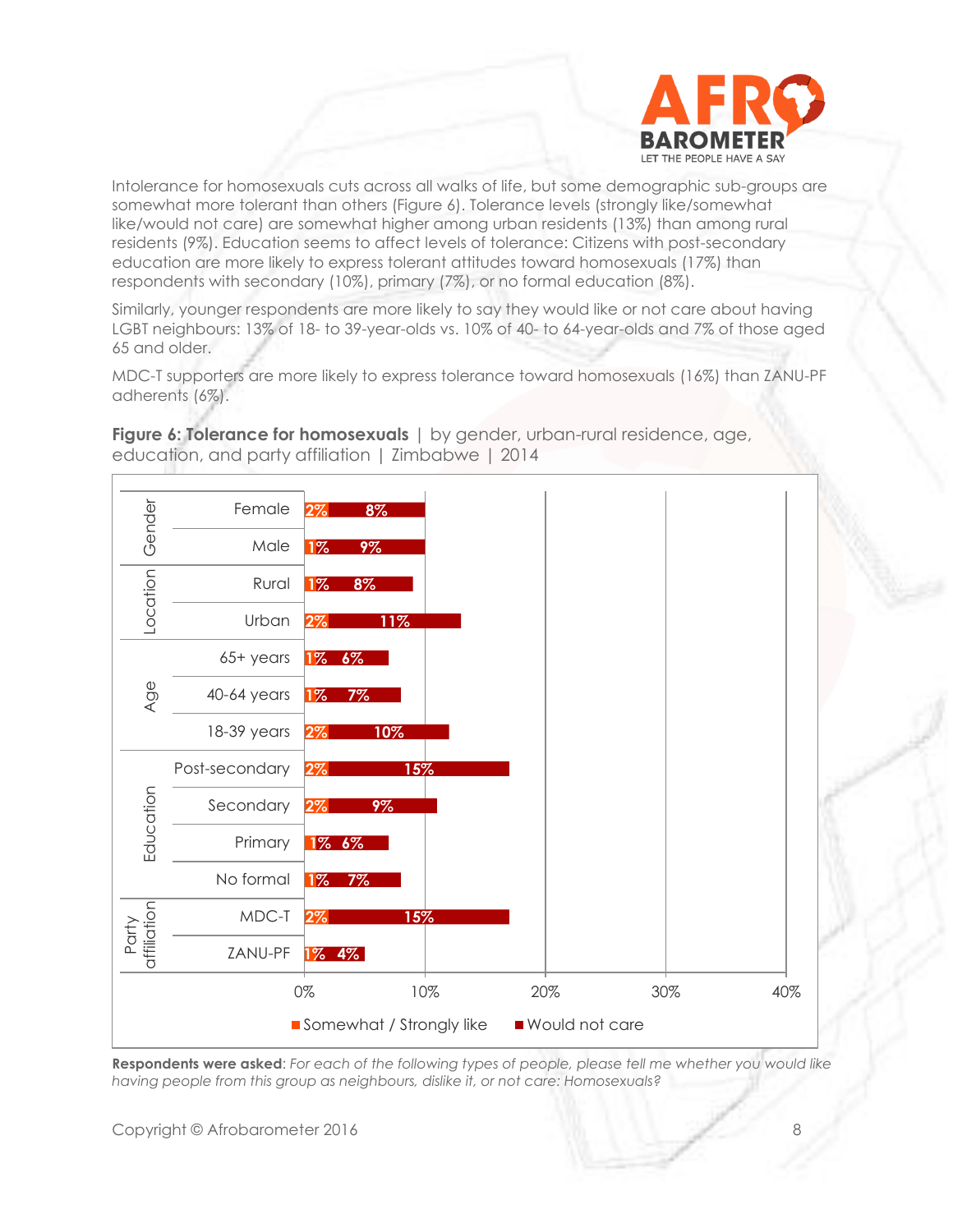Intolerance for homosexuals cuts across all walks of life, but some demographic sub-groups are somewhat more tolerant than others (Figure 6). Tolerance levels (strongly like/somewhat like/would not care) are somewhat higher among urban residents (13%) than among rural residents (9%). Education seems to affect levels of tolerance: Citizens with post-secondary education are more likely to express tolerant attitudes toward homosexuals (17%) than respondents with secondary (10%), primary (7%), or no formal education (8%).

Similarly, younger respondents are more likely to say they would like or not care about having LGBT neighbours: 13% of 18- to 39-year-olds vs. 10% of 40- to 64-year-olds and 7% of those aged 65 and older.

MDC-T supporters are more likely to express tolerance toward homosexuals (16%) than ZANU-PF adherents (6%).

**Figure 6: Tolerance for homosexuals** | by gender, urban-rural residence, age, education, and party affiliation | Zimbabwe | 2014

| Category | Group | Somewhat / Strongly like | Would not care |
|---|---|---|---|
| Gender | Female | 2% | 8% |
| | Male | 1% | 9% |
| Location | Rural | 1% | 8% |
| | Urban | 2% | 11% |
| Age | 65+ years | 1% | 6% |
| | 40-64 years | 1% | 7% |
| | 18-39 years | 2% | 10% |
| Education | Post-secondary | 2% | 15% |
| | Secondary | 2% | 9% |
| | Primary | 1% | 6% |
| | No formal | 1% | 7% |
| Party affiliation | MDC-T | 2% | 15% |
| | ZANU-PF | 1% | 4% |

**Respondents were asked**: *For each of the following types of people, please tell me whether you would like having people from this group as neighbours, dislike it, or not care: Homosexuals?*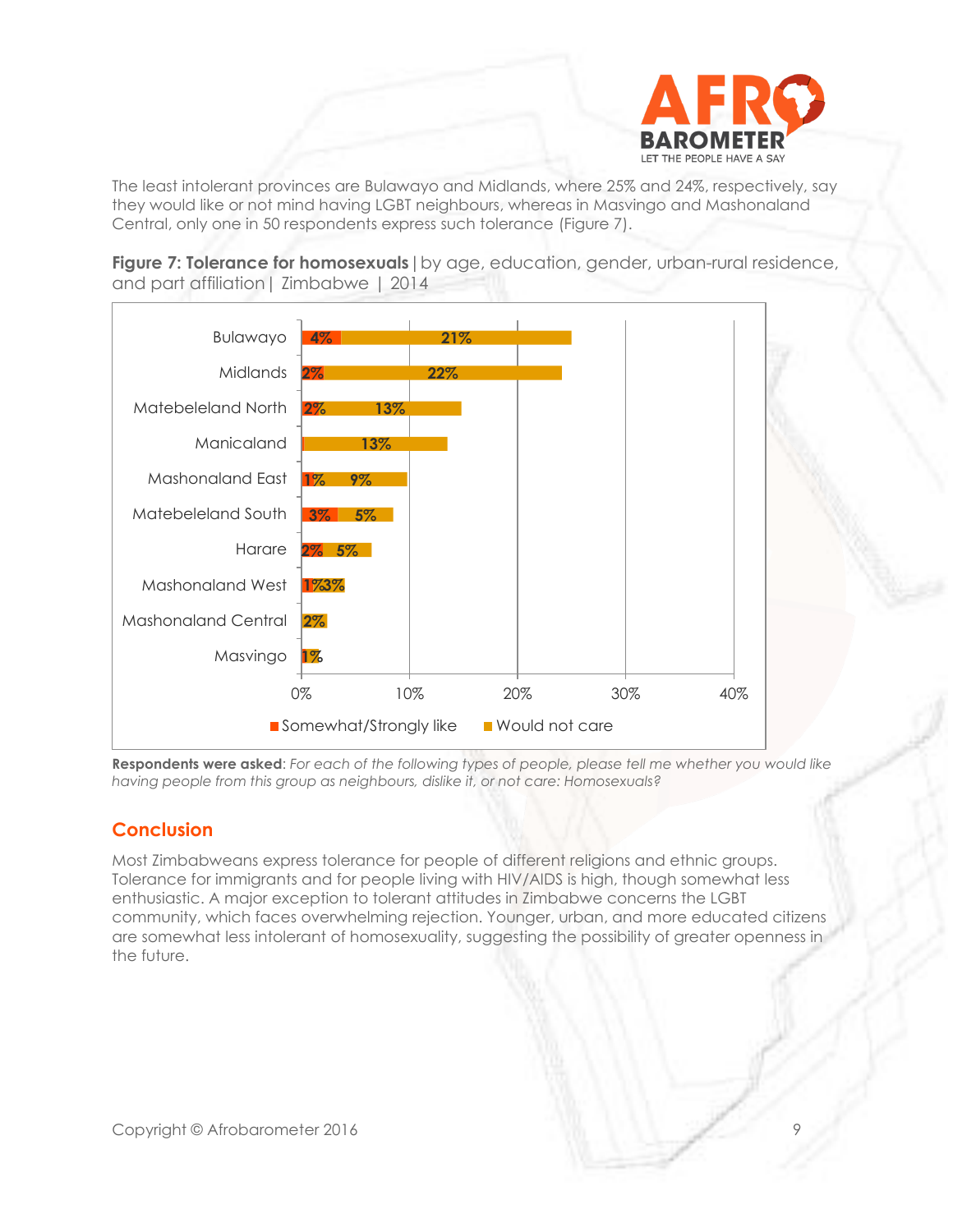The least intolerant provinces are Bulawayo and Midlands, where 25% and 24%, respectively, say they would like or not mind having LGBT neighbours, whereas in Masvingo and Mashonaland Central, only one in 50 respondents express such tolerance (Figure 7).

**Figure 7: Tolerance for homosexuals** | by age, education, gender, urban-rural residence, and part affiliation | Zimbabwe | 2014

| Province | Somewhat/Strongly like | Would not care |
|---|---|---|
| Bulawayo | 4% | 21% |
| Midlands | 2% | 22% |
| Matebeleland North | 2% | 13% |
| Manicaland | | 13% |
| Mashonaland East | 1% | 9% |
| Matebeleland South | 3% | 5% |
| Harare | 2% | 5% |
| Mashonaland West | 1% | 3% |
| Mashonaland Central | | 2% |
| Masvingo | 1% | |

**Respondents were asked**: *For each of the following types of people, please tell me whether you would like having people from this group as neighbours, dislike it, or not care: Homosexuals?*

## Conclusion

Most Zimbabweans express tolerance for people of different religions and ethnic groups. Tolerance for immigrants and for people living with HIV/AIDS is high, though somewhat less enthusiastic. A major exception to tolerant attitudes in Zimbabwe concerns the LGBT community, which faces overwhelming rejection. Younger, urban, and more educated citizens are somewhat less intolerant of homosexuality, suggesting the possibility of greater openness in the future.

Copyright © Afrobarometer 2016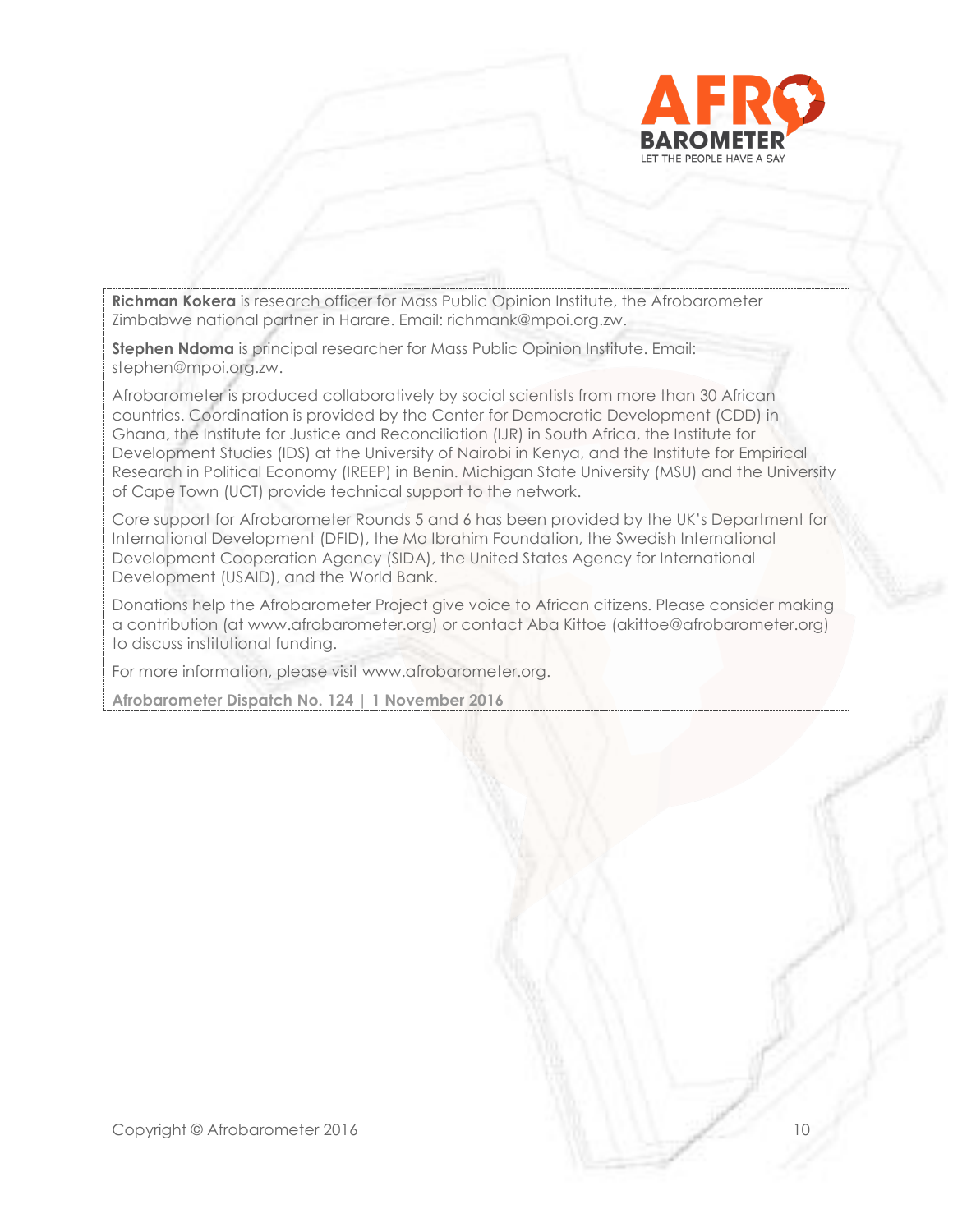**Richman Kokera** is research officer for Mass Public Opinion Institute, the Afrobarometer Zimbabwe national partner in Harare. Email: richmank@mpoi.org.zw.

**Stephen Ndoma** is principal researcher for Mass Public Opinion Institute. Email: stephen@mpoi.org.zw.

Afrobarometer is produced collaboratively by social scientists from more than 30 African countries. Coordination is provided by the Center for Democratic Development (CDD) in Ghana, the Institute for Justice and Reconciliation (IJR) in South Africa, the Institute for Development Studies (IDS) at the University of Nairobi in Kenya, and the Institute for Empirical Research in Political Economy (IREEP) in Benin. Michigan State University (MSU) and the University of Cape Town (UCT) provide technical support to the network.

Core support for Afrobarometer Rounds 5 and 6 has been provided by the UK's Department for International Development (DFID), the Mo Ibrahim Foundation, the Swedish International Development Cooperation Agency (SIDA), the United States Agency for International Development (USAID), and the World Bank.

Donations help the Afrobarometer Project give voice to African citizens. Please consider making a contribution (at www.afrobarometer.org) or contact Aba Kittoe (akittoe@afrobarometer.org) to discuss institutional funding.

For more information, please visit www.afrobarometer.org.

**Afrobarometer Dispatch No. 124 | 1 November 2016**

Copyright © Afrobarometer 2016